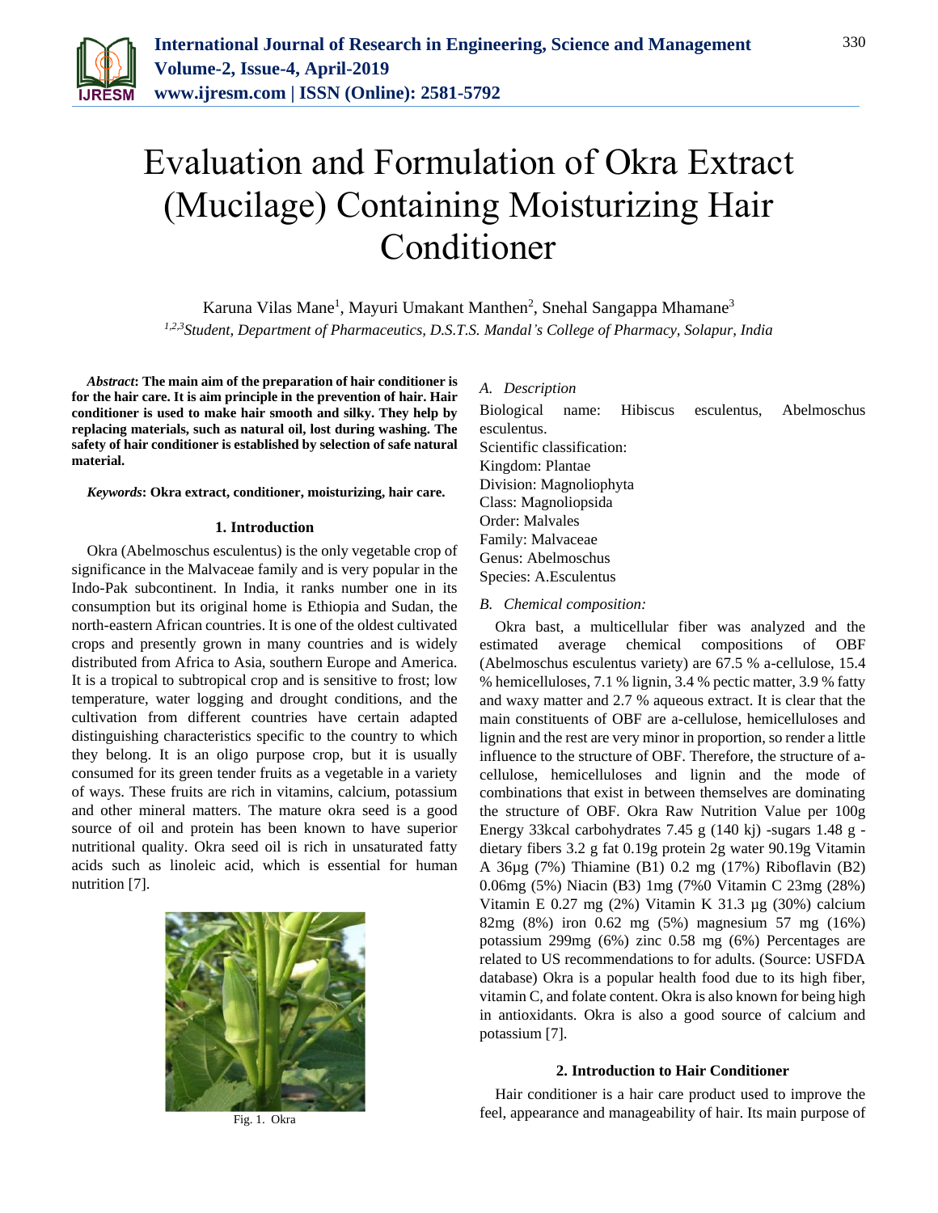# Evaluation and Formulation of Okra Extract (Mucilage) Containing Moisturizing Hair Conditioner

Karuna Vilas Mane[1], Mayuri Umakant Manthen[2], Snehal Sangappa Mhamane[3]

[1,2,3]*Student, Department of Pharmaceutics, D.S.T.S. Mandal's College of Pharmacy, Solapur, India*

***Abstract*: The main aim of the preparation of hair conditioner is for the hair care. It is aim principle in the prevention of hair. Hair conditioner is used to make hair smooth and silky. They help by replacing materials, such as natural oil, lost during washing. The safety of hair conditioner is established by selection of safe natural material.**

***Keywords*: Okra extract, conditioner, moisturizing, hair care.**

## 1. Introduction

Okra (Abelmoschus esculentus) is the only vegetable crop of significance in the Malvaceae family and is very popular in the Indo-Pak subcontinent. In India, it ranks number one in its consumption but its original home is Ethiopia and Sudan, the north-eastern African countries. It is one of the oldest cultivated crops and presently grown in many countries and is widely distributed from Africa to Asia, southern Europe and America. It is a tropical to subtropical crop and is sensitive to frost; low temperature, water logging and drought conditions, and the cultivation from different countries have certain adapted distinguishing characteristics specific to the country to which they belong. It is an oligo purpose crop, but it is usually consumed for its green tender fruits as a vegetable in a variety of ways. These fruits are rich in vitamins, calcium, potassium and other mineral matters. The mature okra seed is a good source of oil and protein has been known to have superior nutritional quality. Okra seed oil is rich in unsaturated fatty acids such as linoleic acid, which is essential for human nutrition [7].

Fig. 1. Okra

### A. Description

Biological name: Hibiscus esculentus, Abelmoschus esculentus.

Scientific classification:
Kingdom: Plantae
Division: Magnoliophyta
Class: Magnoliopsida
Order: Malvales
Family: Malvaceae
Genus: Abelmoschus
Species: A.Esculentus

### B. Chemical composition:

Okra bast, a multicellular fiber was analyzed and the estimated average chemical compositions of OBF (Abelmoschus esculentus variety) are 67.5 % a-cellulose, 15.4 % hemicelluloses, 7.1 % lignin, 3.4 % pectic matter, 3.9 % fatty and waxy matter and 2.7 % aqueous extract. It is clear that the main constituents of OBF are a-cellulose, hemicelluloses and lignin and the rest are very minor in proportion, so render a little influence to the structure of OBF. Therefore, the structure of a-cellulose, hemicelluloses and lignin and the mode of combinations that exist in between themselves are dominating the structure of OBF. Okra Raw Nutrition Value per 100g Energy 33kcal carbohydrates 7.45 g (140 kj) -sugars 1.48 g -dietary fibers 3.2 g fat 0.19g protein 2g water 90.19g Vitamin A 36µg (7%) Thiamine (B1) 0.2 mg (17%) Riboflavin (B2) 0.06mg (5%) Niacin (B3) 1mg (7%0 Vitamin C 23mg (28%) Vitamin E 0.27 mg (2%) Vitamin K 31.3 µg (30%) calcium 82mg (8%) iron 0.62 mg (5%) magnesium 57 mg (16%) potassium 299mg (6%) zinc 0.58 mg (6%) Percentages are related to US recommendations to for adults. (Source: USFDA database) Okra is a popular health food due to its high fiber, vitamin C, and folate content. Okra is also known for being high in antioxidants. Okra is also a good source of calcium and potassium [7].

## 2. Introduction to Hair Conditioner

Hair conditioner is a hair care product used to improve the feel, appearance and manageability of hair. Its main purpose of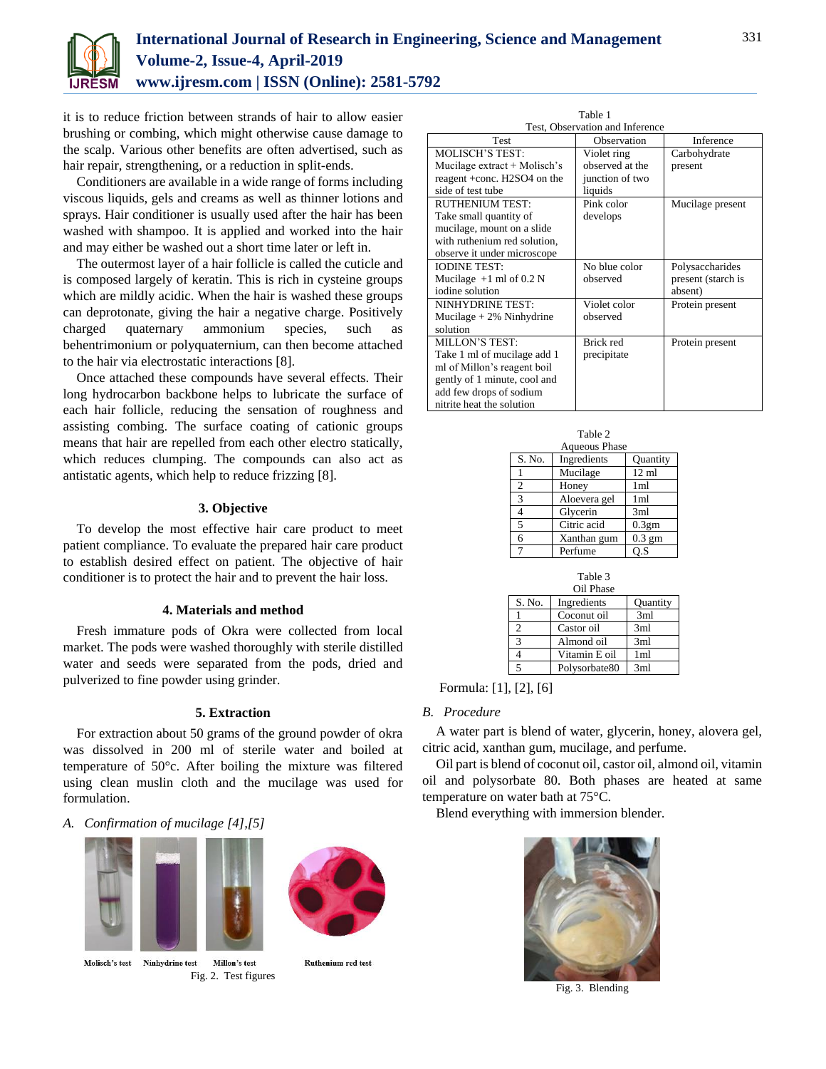it is to reduce friction between strands of hair to allow easier brushing or combing, which might otherwise cause damage to the scalp. Various other benefits are often advertised, such as hair repair, strengthening, or a reduction in split-ends.

Conditioners are available in a wide range of forms including viscous liquids, gels and creams as well as thinner lotions and sprays. Hair conditioner is usually used after the hair has been washed with shampoo. It is applied and worked into the hair and may either be washed out a short time later or left in.

The outermost layer of a hair follicle is called the cuticle and is composed largely of keratin. This is rich in cysteine groups which are mildly acidic. When the hair is washed these groups can deprotonate, giving the hair a negative charge. Positively charged quaternary ammonium species, such as behentrimonium or polyquaternium, can then become attached to the hair via electrostatic interactions [8].

Once attached these compounds have several effects. Their long hydrocarbon backbone helps to lubricate the surface of each hair follicle, reducing the sensation of roughness and assisting combing. The surface coating of cationic groups means that hair are repelled from each other electro statically, which reduces clumping. The compounds can also act as antistatic agents, which help to reduce frizzing [8].

## 3. Objective

To develop the most effective hair care product to meet patient compliance. To evaluate the prepared hair care product to establish desired effect on patient. The objective of hair conditioner is to protect the hair and to prevent the hair loss.

## 4. Materials and method

Fresh immature pods of Okra were collected from local market. The pods were washed thoroughly with sterile distilled water and seeds were separated from the pods, dried and pulverized to fine powder using grinder.

## 5. Extraction

For extraction about 50 grams of the ground powder of okra was dissolved in 200 ml of sterile water and boiled at temperature of 50°c. After boiling the mixture was filtered using clean muslin cloth and the mucilage was used for formulation.

### *A. Confirmation of mucilage [4],[5]*

Molisch's test Ninhydrine test Millon's test Ruthenium red test

Fig. 2. Test figures

Table 1
Test, Observation and Inference

| Test | Observation | Inference |
|---|---|---|
| MOLISCH'S TEST: Mucilage extract + Molisch's reagent +conc. $H_2SO_4$ on the side of test tube | Violet ring observed at the junction of two liquids | Carbohydrate present |
| RUTHENIUM TEST: Take small quantity of mucilage, mount on a slide with ruthenium red solution, observe it under microscope | Pink color develops | Mucilage present |
| IODINE TEST: Mucilage +1 ml of 0.2 N iodine solution | No blue color observed | Polysaccharides present (starch is absent) |
| NINHYDRINE TEST: Mucilage + 2% Ninhydrine solution | Violet color observed | Protein present |
| MILLON'S TEST: Take 1 ml of mucilage add 1 ml of Millon's reagent boil gently of 1 minute, cool and add few drops of sodium nitrite heat the solution | Brick red precipitate | Protein present |

Table 2
Aqueous Phase

| S. No. | Ingredients | Quantity |
|---|---|---|
| 1 | Mucilage | 12 ml |
| 2 | Honey | 1ml |
| 3 | Aloevera gel | 1ml |
| 4 | Glycerin | 3ml |
| 5 | Citric acid | 0.3gm |
| 6 | Xanthan gum | 0.3 gm |
| 7 | Perfume | Q.S |

Table 3
Oil Phase

| S. No. | Ingredients | Quantity |
|---|---|---|
| 1 | Coconut oil | 3ml |
| 2 | Castor oil | 3ml |
| 3 | Almond oil | 3ml |
| 4 | Vitamin E oil | 1ml |
| 5 | Polysorbate80 | 3ml |

Formula: [1], [2], [6]

### *B. Procedure*

A water part is blend of water, glycerin, honey, alovera gel, citric acid, xanthan gum, mucilage, and perfume.

Oil part is blend of coconut oil, castor oil, almond oil, vitamin oil and polysorbate 80. Both phases are heated at same temperature on water bath at 75°C.

Blend everything with immersion blender.

Fig. 3. Blending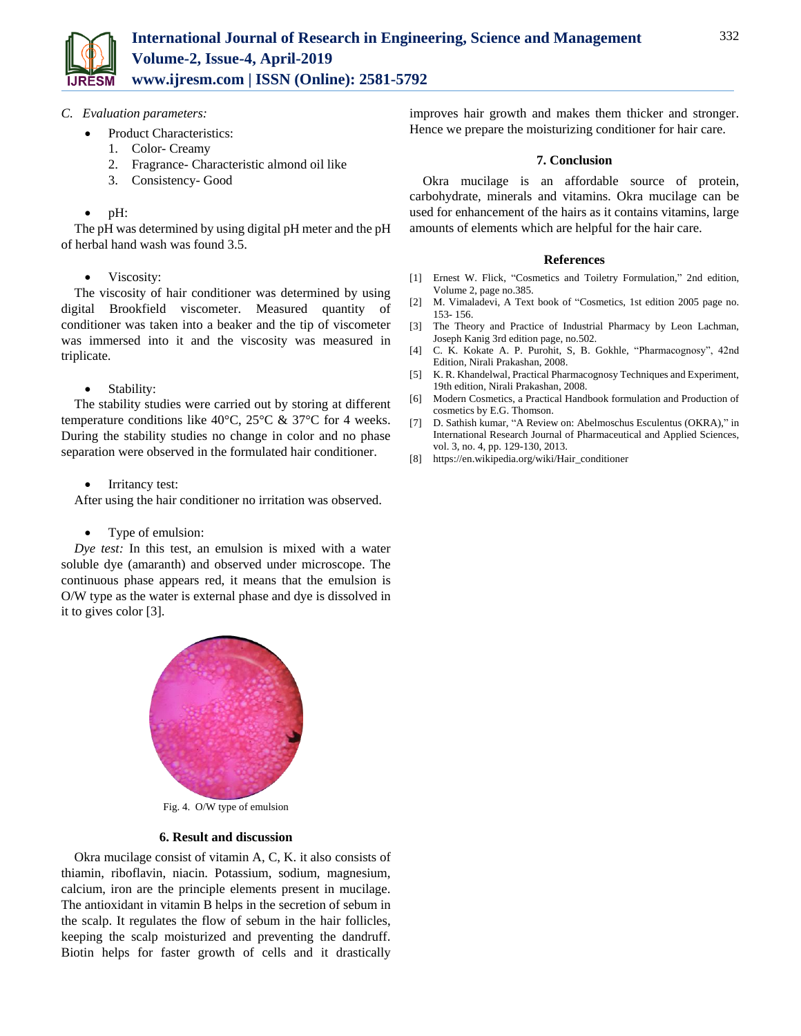### C. *Evaluation parameters:*

- Product Characteristics:
  1. Color- Creamy
  2. Fragrance- Characteristic almond oil like
  3. Consistency- Good

- pH:

The pH was determined by using digital pH meter and the pH of herbal hand wash was found 3.5.

- Viscosity:

The viscosity of hair conditioner was determined by using digital Brookfield viscometer. Measured quantity of conditioner was taken into a beaker and the tip of viscometer was immersed into it and the viscosity was measured in triplicate.

- Stability:

The stability studies were carried out by storing at different temperature conditions like 40°C, 25°C & 37°C for 4 weeks. During the stability studies no change in color and no phase separation were observed in the formulated hair conditioner.

- Irritancy test:

After using the hair conditioner no irritation was observed.

- Type of emulsion:

*Dye test:* In this test, an emulsion is mixed with a water soluble dye (amaranth) and observed under microscope. The continuous phase appears red, it means that the emulsion is O/W type as the water is external phase and dye is dissolved in it to gives color [3].

Fig. 4. O/W type of emulsion

## 6. Result and discussion

Okra mucilage consist of vitamin A, C, K. it also consists of thiamin, riboflavin, niacin. Potassium, sodium, magnesium, calcium, iron are the principle elements present in mucilage. The antioxidant in vitamin B helps in the secretion of sebum in the scalp. It regulates the flow of sebum in the hair follicles, keeping the scalp moisturized and preventing the dandruff. Biotin helps for faster growth of cells and it drastically improves hair growth and makes them thicker and stronger. Hence we prepare the moisturizing conditioner for hair care.

## 7. Conclusion

Okra mucilage is an affordable source of protein, carbohydrate, minerals and vitamins. Okra mucilage can be used for enhancement of the hairs as it contains vitamins, large amounts of elements which are helpful for the hair care.

## References

[1] Ernest W. Flick, "Cosmetics and Toiletry Formulation," 2nd edition, Volume 2, page no.385.

[2] M. Vimaladevi, A Text book of "Cosmetics, 1st edition 2005 page no. 153- 156.

[3] The Theory and Practice of Industrial Pharmacy by Leon Lachman, Joseph Kanig 3rd edition page, no.502.

[4] C. K. Kokate A. P. Purohit, S, B. Gokhle, "Pharmacognosy", 42nd Edition, Nirali Prakashan, 2008.

[5] K. R. Khandelwal, Practical Pharmacognosy Techniques and Experiment, 19th edition, Nirali Prakashan, 2008.

[6] Modern Cosmetics, a Practical Handbook formulation and Production of cosmetics by E.G. Thomson.

[7] D. Sathish kumar, "A Review on: Abelmoschus Esculentus (OKRA)," in International Research Journal of Pharmaceutical and Applied Sciences, vol. 3, no. 4, pp. 129-130, 2013.

[8] https://en.wikipedia.org/wiki/Hair_conditioner